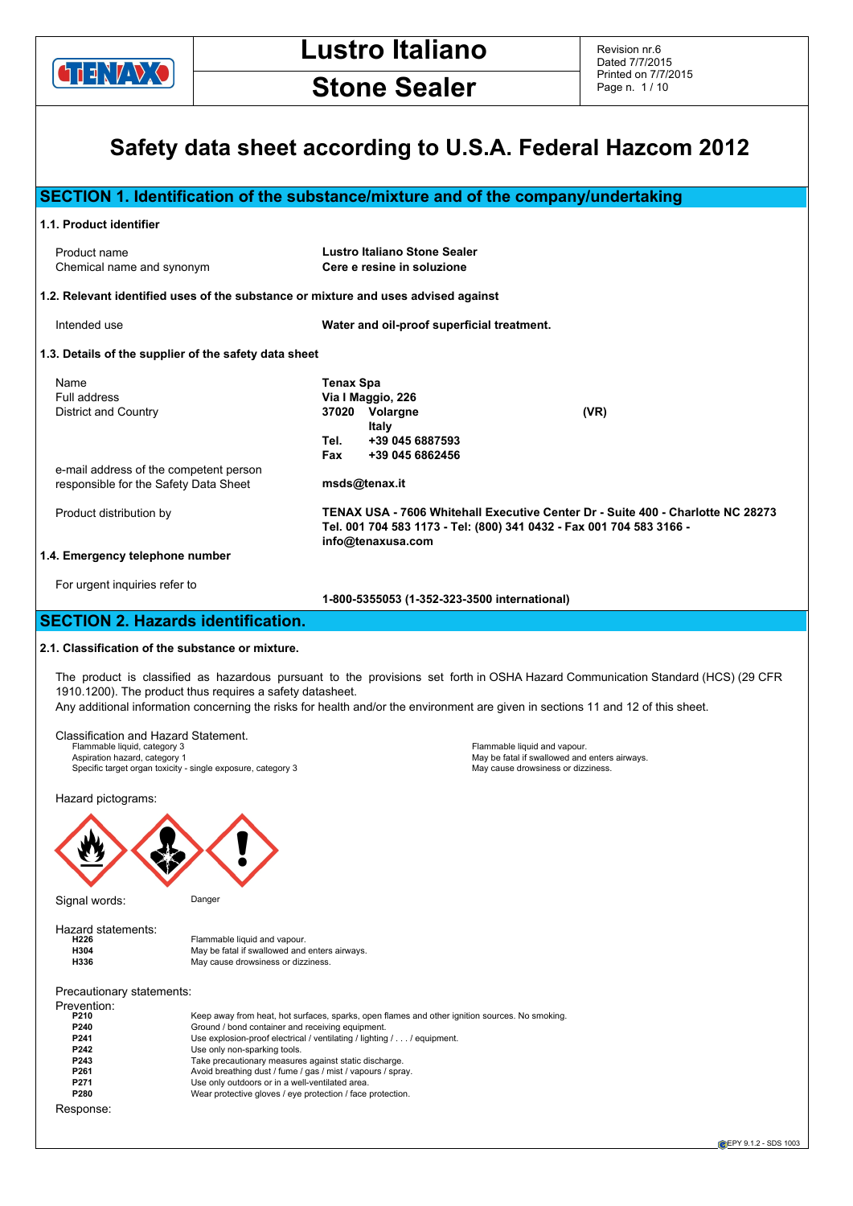# Lustro Italiano Stone Sealer

Revision nr.6
Dated 7/7/2015
Printed on 7/7/2015

# Safety data sheet according to U.S.A. Federal Hazcom 2012

## SECTION 1. Identification of the substance/mixture and of the company/undertaking

### 1.1. Product identifier

| | |
|---|---|
| Product name | **Lustro Italiano Stone Sealer** |
| Chemical name and synonym | **Cere e resine in soluzione** |

### 1.2. Relevant identified uses of the substance or mixture and uses advised against

| | |
|---|---|
| Intended use | **Water and oil-proof superficial treatment.** |

### 1.3. Details of the supplier of the safety data sheet

| | |
|---|---|
| Name | **Tenax Spa** |
| Full address | **Via I Maggio, 226** |
| District and Country | **37020 Volargne (VR)** <br> **Italy** |
| | **Tel. +39 045 6887593** |
| | **Fax +39 045 6862456** |
| e-mail address of the competent person responsible for the Safety Data Sheet | **msds@tenax.it** |
| Product distribution by | **TENAX USA - 7606 Whitehall Executive Center Dr - Suite 400 - Charlotte NC 28273 Tel. 001 704 583 1173 - Tel: (800) 341 0432 - Fax 001 704 583 3166 - info@tenaxusa.com** |

### 1.4. Emergency telephone number

For urgent inquiries refer to

**1-800-5355053 (1-352-323-3500 international)**

## SECTION 2. Hazards identification.

### 2.1. Classification of the substance or mixture.

The product is classified as hazardous pursuant to the provisions set forth in OSHA Hazard Communication Standard (HCS) (29 CFR 1910.1200). The product thus requires a safety datasheet.
Any additional information concerning the risks for health and/or the environment are given in sections 11 and 12 of this sheet.

Classification and Hazard Statement.

| | |
|---|---|
| Flammable liquid, category 3 | Flammable liquid and vapour. |
| Aspiration hazard, category 1 | May be fatal if swallowed and enters airways. |
| Specific target organ toxicity - single exposure, category 3 | May cause drowsiness or dizziness. |

Hazard pictograms:

Signal words: Danger

Hazard statements:

| | |
|---|---|
| **H226** | Flammable liquid and vapour. |
| **H304** | May be fatal if swallowed and enters airways. |
| **H336** | May cause drowsiness or dizziness. |

Precautionary statements:

Prevention:

| | |
|---|---|
| **P210** | Keep away from heat, hot surfaces, sparks, open flames and other ignition sources. No smoking. |
| **P240** | Ground / bond container and receiving equipment. |
| **P241** | Use explosion-proof electrical / ventilating / lighting / . . . / equipment. |
| **P242** | Use only non-sparking tools. |
| **P243** | Take precautionary measures against static discharge. |
| **P261** | Avoid breathing dust / fume / gas / mist / vapours / spray. |
| **P271** | Use only outdoors or in a well-ventilated area. |
| **P280** | Wear protective gloves / eye protection / face protection. |

Response: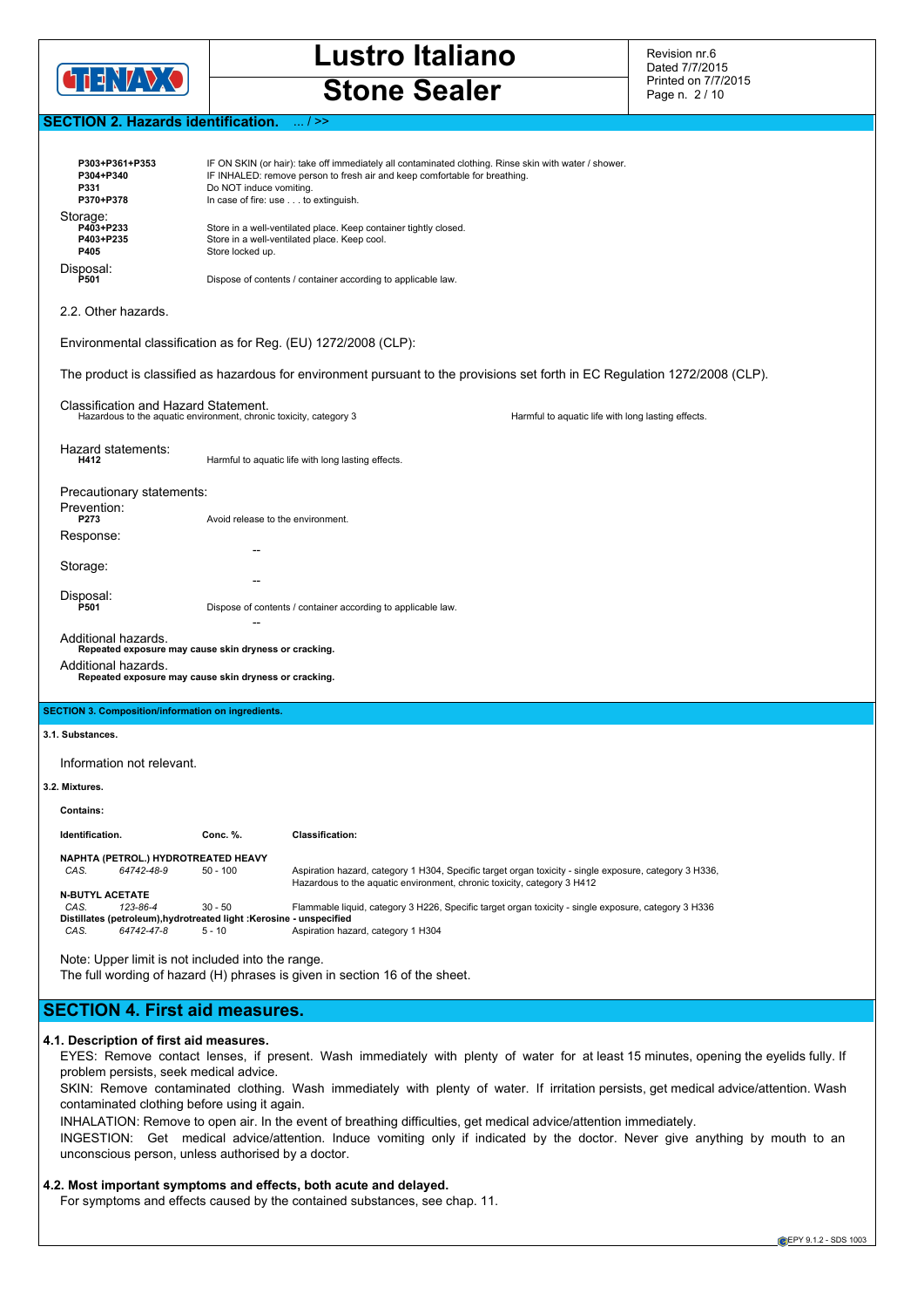## SECTION 2. Hazards identification. ... / >>

| | |
|---|---|
| **P303+P361+P353** | IF ON SKIN (or hair): take off immediately all contaminated clothing. Rinse skin with water / shower. |
| **P304+P340** | IF INHALED: remove person to fresh air and keep comfortable for breathing. |
| **P331** | Do NOT induce vomiting. |
| **P370+P378** | In case of fire: use . . . to extinguish. |

Storage:

| | |
|---|---|
| **P403+P233** | Store in a well-ventilated place. Keep container tightly closed. |
| **P403+P235** | Store in a well-ventilated place. Keep cool. |
| **P405** | Store locked up. |

Disposal:

| | |
|---|---|
| **P501** | Dispose of contents / container according to applicable law. |

2.2. Other hazards.

Environmental classification as for Reg. (EU) 1272/2008 (CLP):

The product is classified as hazardous for environment pursuant to the provisions set forth in EC Regulation 1272/2008 (CLP).

Classification and Hazard Statement.

Hazardous to the aquatic environment, chronic toxicity, category 3 — Harmful to aquatic life with long lasting effects.

Hazard statements:

| | |
|---|---|
| **H412** | Harmful to aquatic life with long lasting effects. |

Precautionary statements:

Prevention:

| | |
|---|---|
| **P273** | Avoid release to the environment. |

Response:

--

Storage:

--

Disposal:

| | |
|---|---|
| **P501** | Dispose of contents / container according to applicable law. |

--

Additional hazards.
**Repeated exposure may cause skin dryness or cracking.**

Additional hazards.
**Repeated exposure may cause skin dryness or cracking.**

## SECTION 3. Composition/information on ingredients.

**3.1. Substances.**

Information not relevant.

**3.2. Mixtures.**

**Contains:**

| Identification. | Conc. %. | Classification: |
|---|---|---|
| **NAPHTA (PETROL.) HYDROTREATED HEAVY** | | |
| *CAS. 64742-48-9* | 50 - 100 | Aspiration hazard, category 1 H304, Specific target organ toxicity - single exposure, category 3 H336, Hazardous to the aquatic environment, chronic toxicity, category 3 H412 |
| **N-BUTYL ACETATE** | | |
| *CAS. 123-86-4* | 30 - 50 | Flammable liquid, category 3 H226, Specific target organ toxicity - single exposure, category 3 H336 |
| **Distillates (petroleum),hydrotreated light :Kerosine - unspecified** | | |
| *CAS. 64742-47-8* | 5 - 10 | Aspiration hazard, category 1 H304 |

Note: Upper limit is not included into the range.
The full wording of hazard (H) phrases is given in section 16 of the sheet.

## SECTION 4. First aid measures.

**4.1. Description of first aid measures.**

EYES: Remove contact lenses, if present. Wash immediately with plenty of water for at least 15 minutes, opening the eyelids fully. If problem persists, seek medical advice.

SKIN: Remove contaminated clothing. Wash immediately with plenty of water. If irritation persists, get medical advice/attention. Wash contaminated clothing before using it again.

INHALATION: Remove to open air. In the event of breathing difficulties, get medical advice/attention immediately.

INGESTION: Get medical advice/attention. Induce vomiting only if indicated by the doctor. Never give anything by mouth to an unconscious person, unless authorised by a doctor.

**4.2. Most important symptoms and effects, both acute and delayed.**

For symptoms and effects caused by the contained substances, see chap. 11.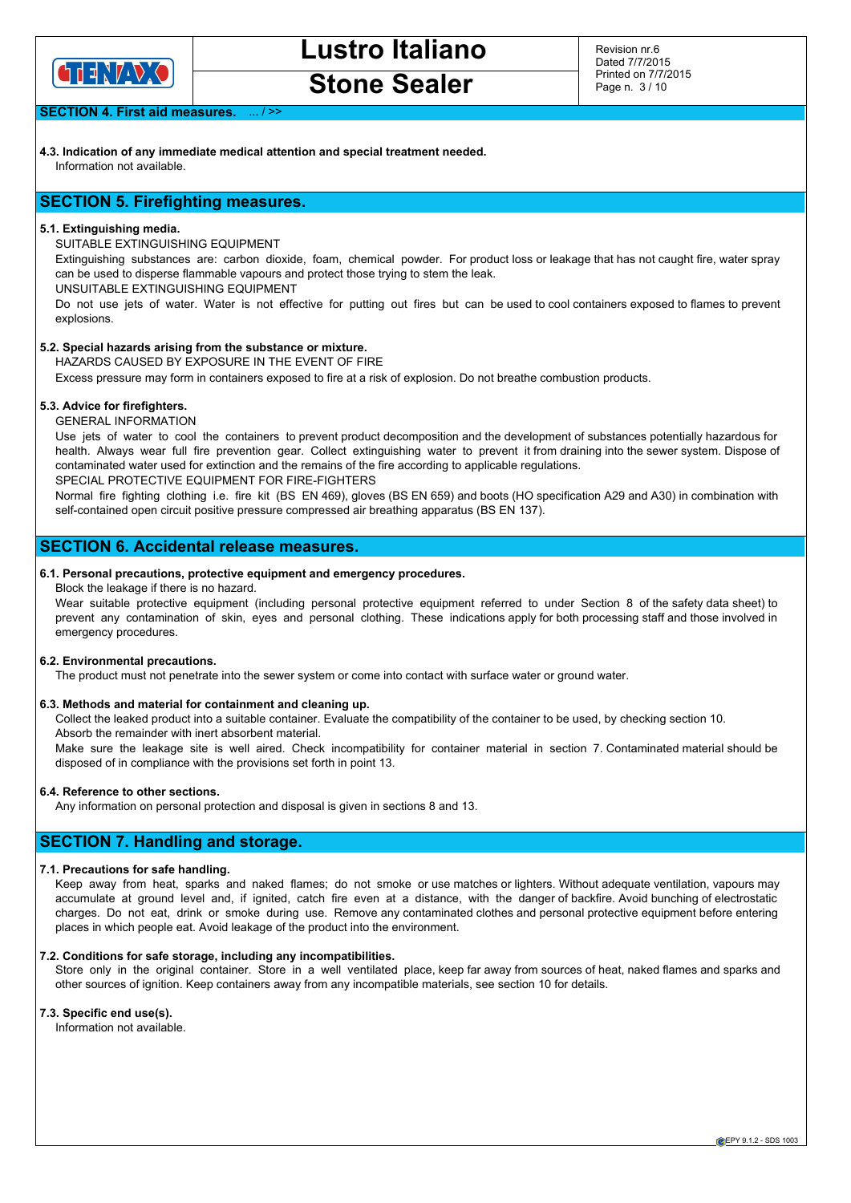**SECTION 4. First aid measures.** ... / >>

**4.3. Indication of any immediate medical attention and special treatment needed.**

Information not available.

## SECTION 5. Firefighting measures.

**5.1. Extinguishing media.**

SUITABLE EXTINGUISHING EQUIPMENT

Extinguishing substances are: carbon dioxide, foam, chemical powder. For product loss or leakage that has not caught fire, water spray can be used to disperse flammable vapours and protect those trying to stem the leak.

UNSUITABLE EXTINGUISHING EQUIPMENT

Do not use jets of water. Water is not effective for putting out fires but can be used to cool containers exposed to flames to prevent explosions.

**5.2. Special hazards arising from the substance or mixture.**

HAZARDS CAUSED BY EXPOSURE IN THE EVENT OF FIRE

Excess pressure may form in containers exposed to fire at a risk of explosion. Do not breathe combustion products.

**5.3. Advice for firefighters.**

GENERAL INFORMATION

Use jets of water to cool the containers to prevent product decomposition and the development of substances potentially hazardous for health. Always wear full fire prevention gear. Collect extinguishing water to prevent it from draining into the sewer system. Dispose of contaminated water used for extinction and the remains of the fire according to applicable regulations.

SPECIAL PROTECTIVE EQUIPMENT FOR FIRE-FIGHTERS

Normal fire fighting clothing i.e. fire kit (BS EN 469), gloves (BS EN 659) and boots (HO specification A29 and A30) in combination with self-contained open circuit positive pressure compressed air breathing apparatus (BS EN 137).

## SECTION 6. Accidental release measures.

**6.1. Personal precautions, protective equipment and emergency procedures.**

Block the leakage if there is no hazard.

Wear suitable protective equipment (including personal protective equipment referred to under Section 8 of the safety data sheet) to prevent any contamination of skin, eyes and personal clothing. These indications apply for both processing staff and those involved in emergency procedures.

**6.2. Environmental precautions.**

The product must not penetrate into the sewer system or come into contact with surface water or ground water.

**6.3. Methods and material for containment and cleaning up.**

Collect the leaked product into a suitable container. Evaluate the compatibility of the container to be used, by checking section 10.
Absorb the remainder with inert absorbent material.

Make sure the leakage site is well aired. Check incompatibility for container material in section 7. Contaminated material should be disposed of in compliance with the provisions set forth in point 13.

**6.4. Reference to other sections.**

Any information on personal protection and disposal is given in sections 8 and 13.

## SECTION 7. Handling and storage.

**7.1. Precautions for safe handling.**

Keep away from heat, sparks and naked flames; do not smoke or use matches or lighters. Without adequate ventilation, vapours may accumulate at ground level and, if ignited, catch fire even at a distance, with the danger of backfire. Avoid bunching of electrostatic charges. Do not eat, drink or smoke during use. Remove any contaminated clothes and personal protective equipment before entering places in which people eat. Avoid leakage of the product into the environment.

**7.2. Conditions for safe storage, including any incompatibilities.**

Store only in the original container. Store in a well ventilated place, keep far away from sources of heat, naked flames and sparks and other sources of ignition. Keep containers away from any incompatible materials, see section 10 for details.

**7.3. Specific end use(s).**

Information not available.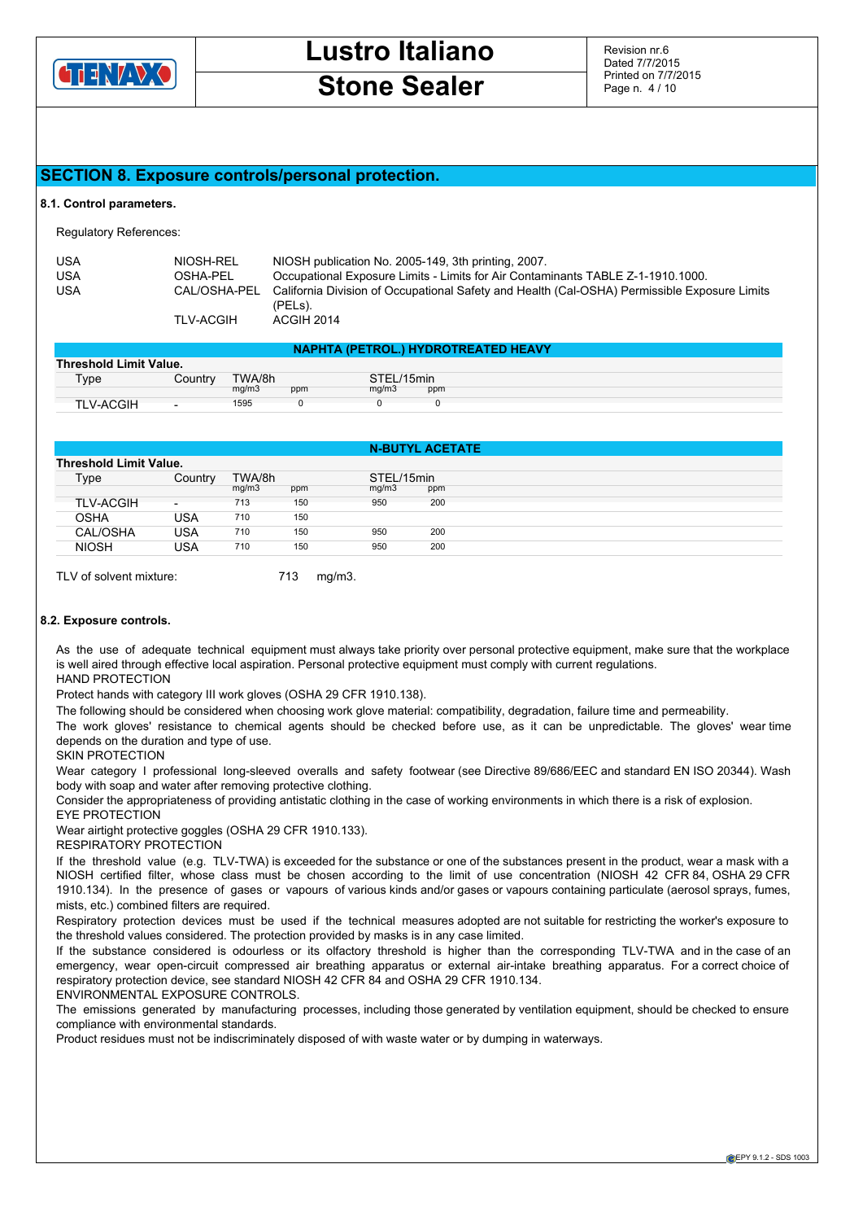## SECTION 8. Exposure controls/personal protection.

### 8.1. Control parameters.

Regulatory References:

| | | |
|---|---|---|
| USA | NIOSH-REL | NIOSH publication No. 2005-149, 3th printing, 2007. |
| USA | OSHA-PEL | Occupational Exposure Limits - Limits for Air Contaminants TABLE Z-1-1910.1000. |
| USA | CAL/OSHA-PEL | California Division of Occupational Safety and Health (Cal-OSHA) Permissible Exposure Limits (PELs). |
| | TLV-ACGIH | ACGIH 2014 |

**NAPHTA (PETROL.) HYDROTREATED HEAVY**

| Threshold Limit Value. | | | | | |
|---|---|---|---|---|---|
| Type | Country | TWA/8h | | STEL/15min | |
| | | mg/m3 | ppm | mg/m3 | ppm |
| TLV-ACGIH | - | 1595 | 0 | 0 | 0 |

**N-BUTYL ACETATE**

| Threshold Limit Value. | | | | | |
|---|---|---|---|---|---|
| Type | Country | TWA/8h | | STEL/15min | |
| | | mg/m3 | ppm | mg/m3 | ppm |
| TLV-ACGIH | - | 713 | 150 | 950 | 200 |
| OSHA | USA | 710 | 150 | | |
| CAL/OSHA | USA | 710 | 150 | 950 | 200 |
| NIOSH | USA | 710 | 150 | 950 | 200 |

TLV of solvent mixture: 713 mg/m3.

### 8.2. Exposure controls.

As the use of adequate technical equipment must always take priority over personal protective equipment, make sure that the workplace is well aired through effective local aspiration. Personal protective equipment must comply with current regulations.

HAND PROTECTION

Protect hands with category III work gloves (OSHA 29 CFR 1910.138).

The following should be considered when choosing work glove material: compatibility, degradation, failure time and permeability.

The work gloves' resistance to chemical agents should be checked before use, as it can be unpredictable. The gloves' wear time depends on the duration and type of use.

SKIN PROTECTION

Wear category I professional long-sleeved overalls and safety footwear (see Directive 89/686/EEC and standard EN ISO 20344). Wash body with soap and water after removing protective clothing.

Consider the appropriateness of providing antistatic clothing in the case of working environments in which there is a risk of explosion.

EYE PROTECTION

Wear airtight protective goggles (OSHA 29 CFR 1910.133).

RESPIRATORY PROTECTION

If the threshold value (e.g. TLV-TWA) is exceeded for the substance or one of the substances present in the product, wear a mask with a NIOSH certified filter, whose class must be chosen according to the limit of use concentration (NIOSH 42 CFR 84, OSHA 29 CFR 1910.134). In the presence of gases or vapours of various kinds and/or gases or vapours containing particulate (aerosol sprays, fumes, mists, etc.) combined filters are required.

Respiratory protection devices must be used if the technical measures adopted are not suitable for restricting the worker's exposure to the threshold values considered. The protection provided by masks is in any case limited.

If the substance considered is odourless or its olfactory threshold is higher than the corresponding TLV-TWA and in the case of an emergency, wear open-circuit compressed air breathing apparatus or external air-intake breathing apparatus. For a correct choice of respiratory protection device, see standard NIOSH 42 CFR 84 and OSHA 29 CFR 1910.134.

ENVIRONMENTAL EXPOSURE CONTROLS.

The emissions generated by manufacturing processes, including those generated by ventilation equipment, should be checked to ensure compliance with environmental standards.

Product residues must not be indiscriminately disposed of with waste water or by dumping in waterways.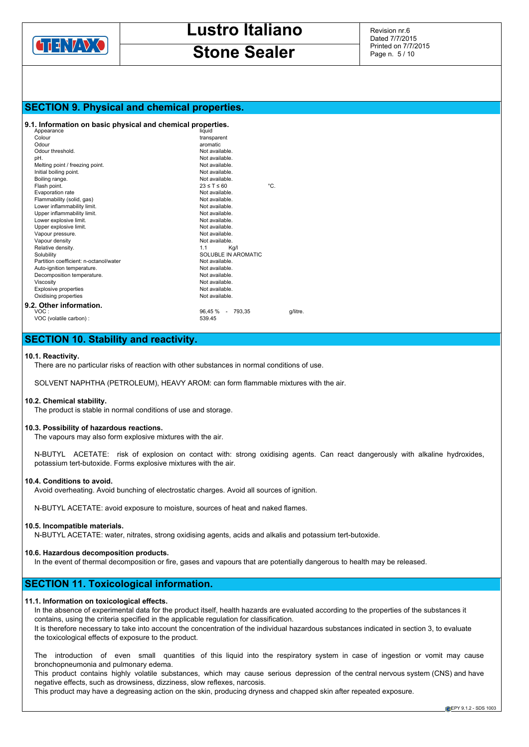## SECTION 9. Physical and chemical properties.

### 9.1. Information on basic physical and chemical properties.

| | | |
|---|---|---|
| Appearance | liquid | |
| Colour | transparent | |
| Odour | aromatic | |
| Odour threshold. | Not available. | |
| pH. | Not available. | |
| Melting point / freezing point. | Not available. | |
| Initial boiling point. | Not available. | |
| Boiling range. | Not available. | |
| Flash point. | $23 \leq T \leq 60$ | °C. |
| Evaporation rate | Not available. | |
| Flammability (solid, gas) | Not available. | |
| Lower inflammability limit. | Not available. | |
| Upper inflammability limit. | Not available. | |
| Lower explosive limit. | Not available. | |
| Upper explosive limit. | Not available. | |
| Vapour pressure. | Not available. | |
| Vapour density | Not available. | |
| Relative density. | 1.1 Kg/l | |
| Solubility | SOLUBLE IN AROMATIC | |
| Partition coefficient: n-octanol/water | Not available. | |
| Auto-ignition temperature. | Not available. | |
| Decomposition temperature. | Not available. | |
| Viscosity | Not available. | |
| Explosive properties | Not available. | |
| Oxidising properties | Not available. | |

### 9.2. Other information.

| | | |
|---|---|---|
| VOC : | 96,45 % - 793,35 | g/litre. |
| VOC (volatile carbon) : | 539.45 | |

## SECTION 10. Stability and reactivity.

### 10.1. Reactivity.

There are no particular risks of reaction with other substances in normal conditions of use.

SOLVENT NAPHTHA (PETROLEUM), HEAVY AROM: can form flammable mixtures with the air.

### 10.2. Chemical stability.

The product is stable in normal conditions of use and storage.

### 10.3. Possibility of hazardous reactions.

The vapours may also form explosive mixtures with the air.

N-BUTYL ACETATE: risk of explosion on contact with: strong oxidising agents. Can react dangerously with alkaline hydroxides, potassium tert-butoxide. Forms explosive mixtures with the air.

### 10.4. Conditions to avoid.

Avoid overheating. Avoid bunching of electrostatic charges. Avoid all sources of ignition.

N-BUTYL ACETATE: avoid exposure to moisture, sources of heat and naked flames.

### 10.5. Incompatible materials.

N-BUTYL ACETATE: water, nitrates, strong oxidising agents, acids and alkalis and potassium tert-butoxide.

### 10.6. Hazardous decomposition products.

In the event of thermal decomposition or fire, gases and vapours that are potentially dangerous to health may be released.

## SECTION 11. Toxicological information.

### 11.1. Information on toxicological effects.

In the absence of experimental data for the product itself, health hazards are evaluated according to the properties of the substances it contains, using the criteria specified in the applicable regulation for classification.
It is therefore necessary to take into account the concentration of the individual hazardous substances indicated in section 3, to evaluate the toxicological effects of exposure to the product.

The introduction of even small quantities of this liquid into the respiratory system in case of ingestion or vomit may cause bronchopneumonia and pulmonary edema.
This product contains highly volatile substances, which may cause serious depression of the central nervous system (CNS) and have negative effects, such as drowsiness, dizziness, slow reflexes, narcosis.
This product may have a degreasing action on the skin, producing dryness and chapped skin after repeated exposure.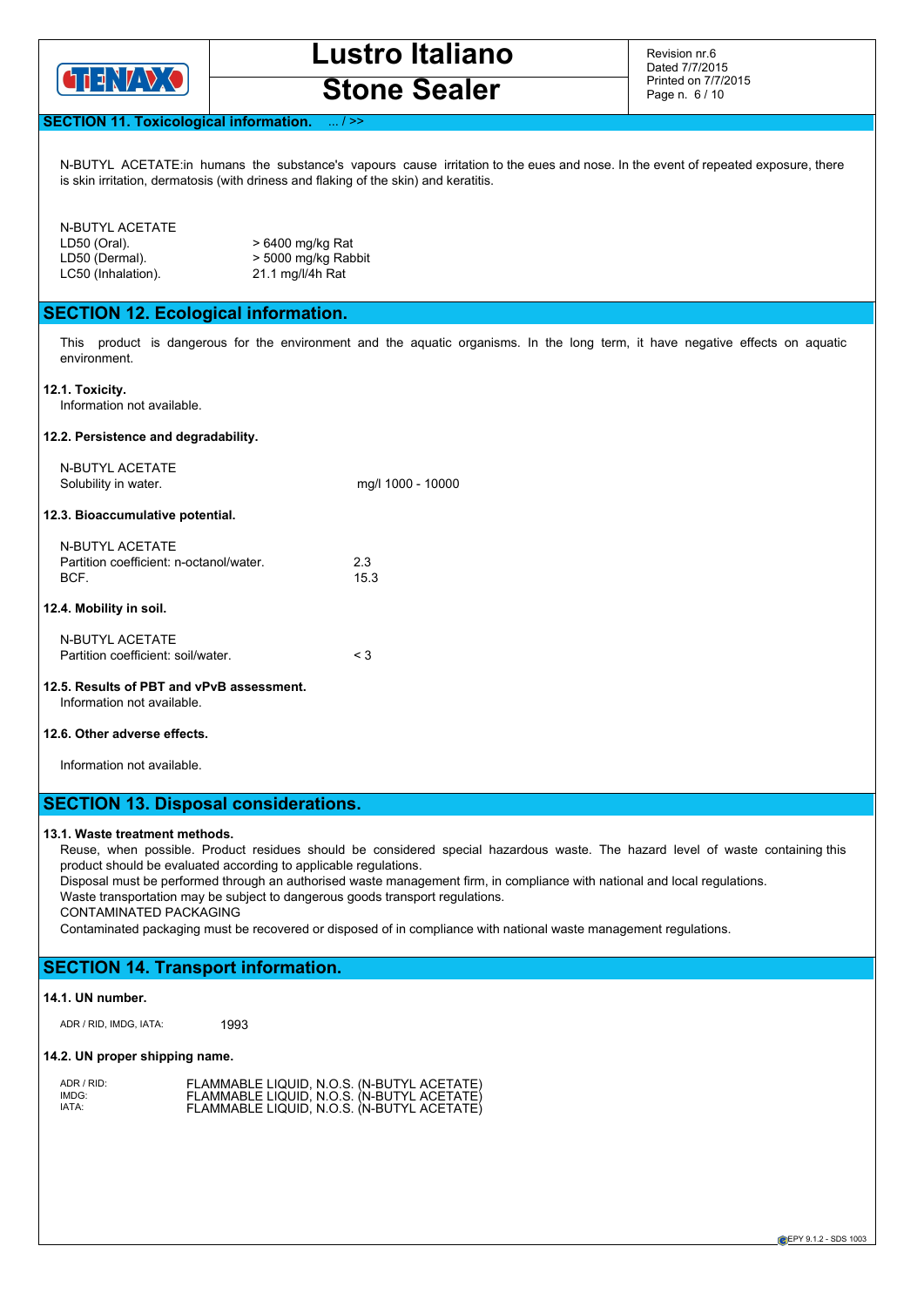## SECTION 11. Toxicological information. ... / >>

N-BUTYL ACETATE:in humans the substance's vapours cause irritation to the eues and nose. In the event of repeated exposure, there is skin irritation, dermatosis (with driness and flaking of the skin) and keratitis.

N-BUTYL ACETATE

| | |
|---|---|
| LD50 (Oral). | > 6400 mg/kg Rat |
| LD50 (Dermal). | > 5000 mg/kg Rabbit |
| LC50 (Inhalation). | 21.1 mg/l/4h Rat |

## SECTION 12. Ecological information.

This product is dangerous for the environment and the aquatic organisms. In the long term, it have negative effects on aquatic environment.

### 12.1. Toxicity.

Information not available.

### 12.2. Persistence and degradability.

N-BUTYL ACETATE

| | |
|---|---|
| Solubility in water. | mg/l 1000 - 10000 |

### 12.3. Bioaccumulative potential.

N-BUTYL ACETATE

| | |
|---|---|
| Partition coefficient: n-octanol/water. | 2.3 |
| BCF. | 15.3 |

### 12.4. Mobility in soil.

N-BUTYL ACETATE

| | |
|---|---|
| Partition coefficient: soil/water. | < 3 |

### 12.5. Results of PBT and vPvB assessment.

Information not available.

### 12.6. Other adverse effects.

Information not available.

## SECTION 13. Disposal considerations.

### 13.1. Waste treatment methods.

Reuse, when possible. Product residues should be considered special hazardous waste. The hazard level of waste containing this product should be evaluated according to applicable regulations.
Disposal must be performed through an authorised waste management firm, in compliance with national and local regulations.
Waste transportation may be subject to dangerous goods transport regulations.
CONTAMINATED PACKAGING
Contaminated packaging must be recovered or disposed of in compliance with national waste management regulations.

## SECTION 14. Transport information.

### 14.1. UN number.

| | |
|---|---|
| ADR / RID, IMDG, IATA: | 1993 |

### 14.2. UN proper shipping name.

| | |
|---|---|
| ADR / RID: | FLAMMABLE LIQUID, N.O.S. (N-BUTYL ACETATE) |
| IMDG: | FLAMMABLE LIQUID, N.O.S. (N-BUTYL ACETATE) |
| IATA: | FLAMMABLE LIQUID, N.O.S. (N-BUTYL ACETATE) |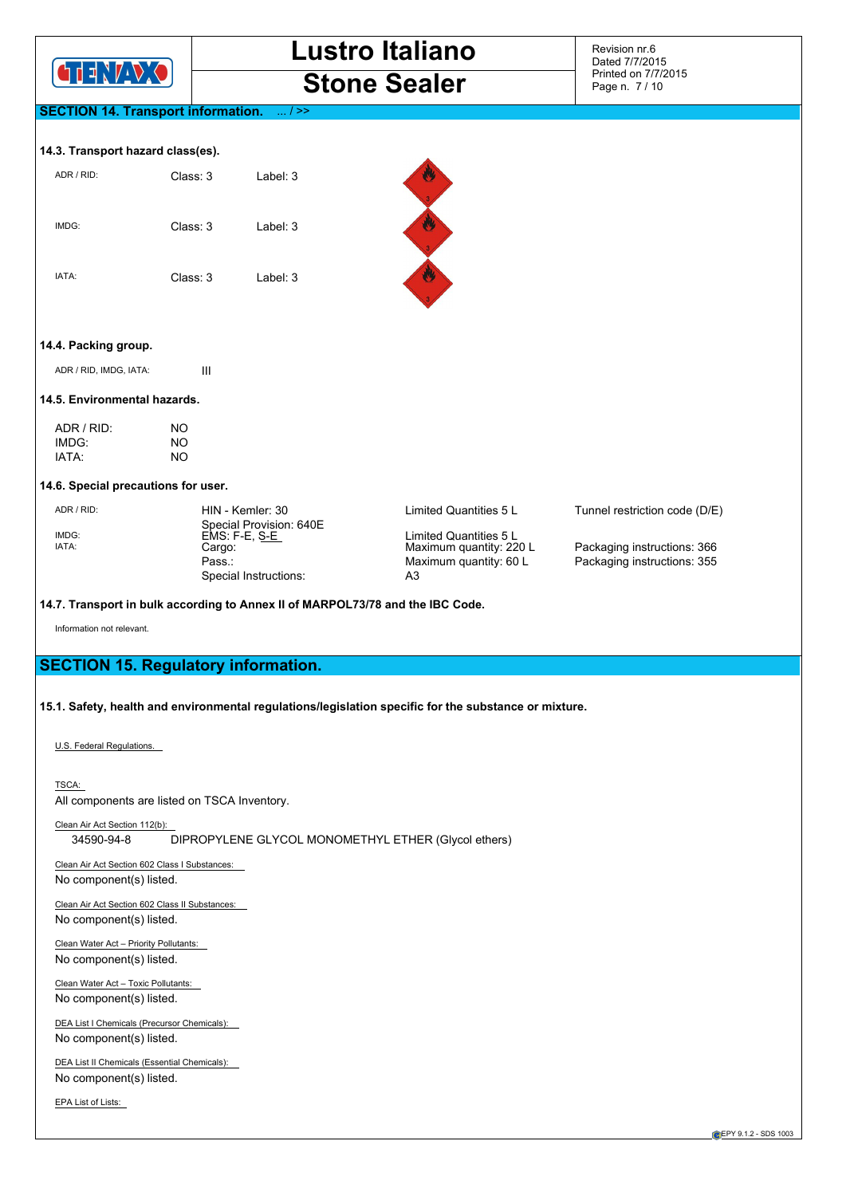## SECTION 14. Transport information. ... / >>

### 14.3. Transport hazard class(es).

| | | |
|---|---|---|
| ADR / RID: | Class: 3 | Label: 3 |
| IMDG: | Class: 3 | Label: 3 |
| IATA: | Class: 3 | Label: 3 |

### 14.4. Packing group.

ADR / RID, IMDG, IATA: III

### 14.5. Environmental hazards.

ADR / RID: NO
IMDG: NO
IATA: NO

### 14.6. Special precautions for user.

| | | | |
|---|---|---|---|
| ADR / RID: | HIN - Kemler: 30 | Limited Quantities 5 L | Tunnel restriction code (D/E) |
| | Special Provision: 640E | | |
| IMDG: | EMS: F-E, S-E | Limited Quantities 5 L | |
| IATA: | Cargo: | Maximum quantity: 220 L | Packaging instructions: 366 |
| | Pass.: | Maximum quantity: 60 L | Packaging instructions: 355 |
| | Special Instructions: | A3 | |

### 14.7. Transport in bulk according to Annex II of MARPOL73/78 and the IBC Code.

Information not relevant.

## SECTION 15. Regulatory information.

### 15.1. Safety, health and environmental regulations/legislation specific for the substance or mixture.

U.S. Federal Regulations.

TSCA:
All components are listed on TSCA Inventory.

Clean Air Act Section 112(b):
34590-94-8 DIPROPYLENE GLYCOL MONOMETHYL ETHER (Glycol ethers)

Clean Air Act Section 602 Class I Substances:
No component(s) listed.

Clean Air Act Section 602 Class II Substances:
No component(s) listed.

Clean Water Act – Priority Pollutants:
No component(s) listed.

Clean Water Act – Toxic Pollutants:
No component(s) listed.

DEA List I Chemicals (Precursor Chemicals):
No component(s) listed.

DEA List II Chemicals (Essential Chemicals):
No component(s) listed.

EPA List of Lists: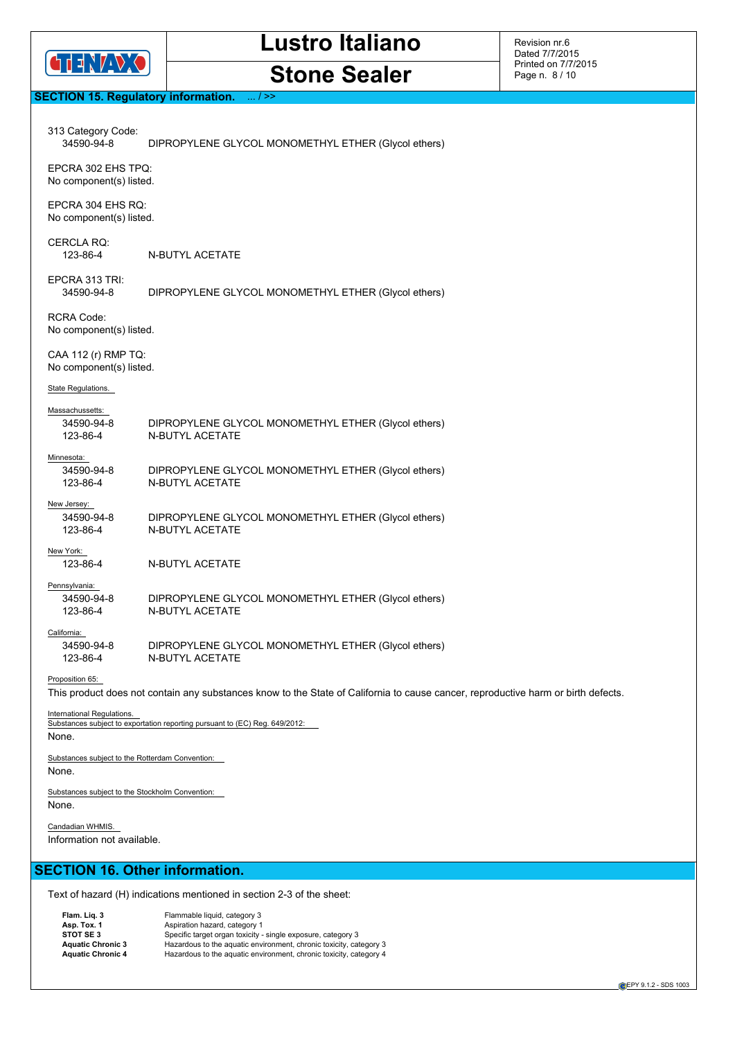## SECTION 15. Regulatory information. ... / >>

313 Category Code:

| | |
|---|---|
| 34590-94-8 | DIPROPYLENE GLYCOL MONOMETHYL ETHER (Glycol ethers) |

EPCRA 302 EHS TPQ:
No component(s) listed.

EPCRA 304 EHS RQ:
No component(s) listed.

CERCLA RQ:

| | |
|---|---|
| 123-86-4 | N-BUTYL ACETATE |

EPCRA 313 TRI:

| | |
|---|---|
| 34590-94-8 | DIPROPYLENE GLYCOL MONOMETHYL ETHER (Glycol ethers) |

RCRA Code:
No component(s) listed.

CAA 112 (r) RMP TQ:
No component(s) listed.

State Regulations.

Massachussetts:

| | |
|---|---|
| 34590-94-8 | DIPROPYLENE GLYCOL MONOMETHYL ETHER (Glycol ethers) |
| 123-86-4 | N-BUTYL ACETATE |

Minnesota:

| | |
|---|---|
| 34590-94-8 | DIPROPYLENE GLYCOL MONOMETHYL ETHER (Glycol ethers) |
| 123-86-4 | N-BUTYL ACETATE |

New Jersey:

| | |
|---|---|
| 34590-94-8 | DIPROPYLENE GLYCOL MONOMETHYL ETHER (Glycol ethers) |
| 123-86-4 | N-BUTYL ACETATE |

New York:

| | |
|---|---|
| 123-86-4 | N-BUTYL ACETATE |

Pennsylvania:

| | |
|---|---|
| 34590-94-8 | DIPROPYLENE GLYCOL MONOMETHYL ETHER (Glycol ethers) |
| 123-86-4 | N-BUTYL ACETATE |

California:

| | |
|---|---|
| 34590-94-8 | DIPROPYLENE GLYCOL MONOMETHYL ETHER (Glycol ethers) |
| 123-86-4 | N-BUTYL ACETATE |

Proposition 65:
This product does not contain any substances know to the State of California to cause cancer, reproductive harm or birth defects.

International Regulations.
Substances subject to exportation reporting pursuant to (EC) Reg. 649/2012:
None.

Substances subject to the Rotterdam Convention:
None.

Substances subject to the Stockholm Convention:
None.

Candadian WHMIS.
Information not available.

## SECTION 16. Other information.

Text of hazard (H) indications mentioned in section 2-3 of the sheet:

| | |
|---|---|
| **Flam. Liq. 3** | Flammable liquid, category 3 |
| **Asp. Tox. 1** | Aspiration hazard, category 1 |
| **STOT SE 3** | Specific target organ toxicity - single exposure, category 3 |
| **Aquatic Chronic 3** | Hazardous to the aquatic environment, chronic toxicity, category 3 |
| **Aquatic Chronic 4** | Hazardous to the aquatic environment, chronic toxicity, category 4 |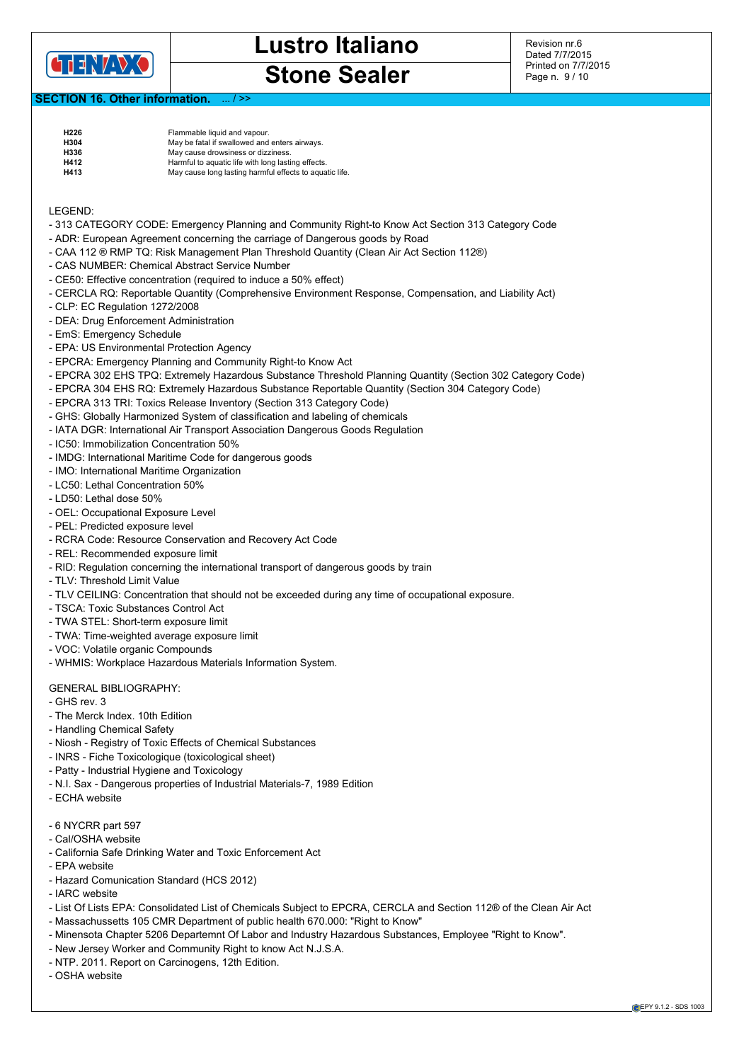## SECTION 16. Other information. ... / >>

| | |
|---|---|
| **H226** | Flammable liquid and vapour. |
| **H304** | May be fatal if swallowed and enters airways. |
| **H336** | May cause drowsiness or dizziness. |
| **H412** | Harmful to aquatic life with long lasting effects. |
| **H413** | May cause long lasting harmful effects to aquatic life. |

LEGEND:

- 313 CATEGORY CODE: Emergency Planning and Community Right-to Know Act Section 313 Category Code
- ADR: European Agreement concerning the carriage of Dangerous goods by Road
- CAA 112 ® RMP TQ: Risk Management Plan Threshold Quantity (Clean Air Act Section 112®)
- CAS NUMBER: Chemical Abstract Service Number
- CE50: Effective concentration (required to induce a 50% effect)
- CERCLA RQ: Reportable Quantity (Comprehensive Environment Response, Compensation, and Liability Act)
- CLP: EC Regulation 1272/2008
- DEA: Drug Enforcement Administration
- EmS: Emergency Schedule
- EPA: US Environmental Protection Agency
- EPCRA: Emergency Planning and Community Right-to Know Act
- EPCRA 302 EHS TPQ: Extremely Hazardous Substance Threshold Planning Quantity (Section 302 Category Code)
- EPCRA 304 EHS RQ: Extremely Hazardous Substance Reportable Quantity (Section 304 Category Code)
- EPCRA 313 TRI: Toxics Release Inventory (Section 313 Category Code)
- GHS: Globally Harmonized System of classification and labeling of chemicals
- IATA DGR: International Air Transport Association Dangerous Goods Regulation
- IC50: Immobilization Concentration 50%
- IMDG: International Maritime Code for dangerous goods
- IMO: International Maritime Organization
- LC50: Lethal Concentration 50%
- LD50: Lethal dose 50%
- OEL: Occupational Exposure Level
- PEL: Predicted exposure level
- RCRA Code: Resource Conservation and Recovery Act Code
- REL: Recommended exposure limit
- RID: Regulation concerning the international transport of dangerous goods by train
- TLV: Threshold Limit Value
- TLV CEILING: Concentration that should not be exceeded during any time of occupational exposure.
- TSCA: Toxic Substances Control Act
- TWA STEL: Short-term exposure limit
- TWA: Time-weighted average exposure limit
- VOC: Volatile organic Compounds
- WHMIS: Workplace Hazardous Materials Information System.

GENERAL BIBLIOGRAPHY:

- GHS rev. 3
- The Merck Index. 10th Edition
- Handling Chemical Safety
- Niosh - Registry of Toxic Effects of Chemical Substances
- INRS - Fiche Toxicologique (toxicological sheet)
- Patty - Industrial Hygiene and Toxicology
- N.I. Sax - Dangerous properties of Industrial Materials-7, 1989 Edition
- ECHA website

- 6 NYCRR part 597
- Cal/OSHA website
- California Safe Drinking Water and Toxic Enforcement Act
- EPA website
- Hazard Comunication Standard (HCS 2012)
- IARC website
- List Of Lists EPA: Consolidated List of Chemicals Subject to EPCRA, CERCLA and Section 112® of the Clean Air Act
- Massachussetts 105 CMR Department of public health 670.000: "Right to Know"
- Minensota Chapter 5206 Departemnt Of Labor and Industry Hazardous Substances, Employee "Right to Know".
- New Jersey Worker and Community Right to know Act N.J.S.A.
- NTP. 2011. Report on Carcinogens, 12th Edition.
- OSHA website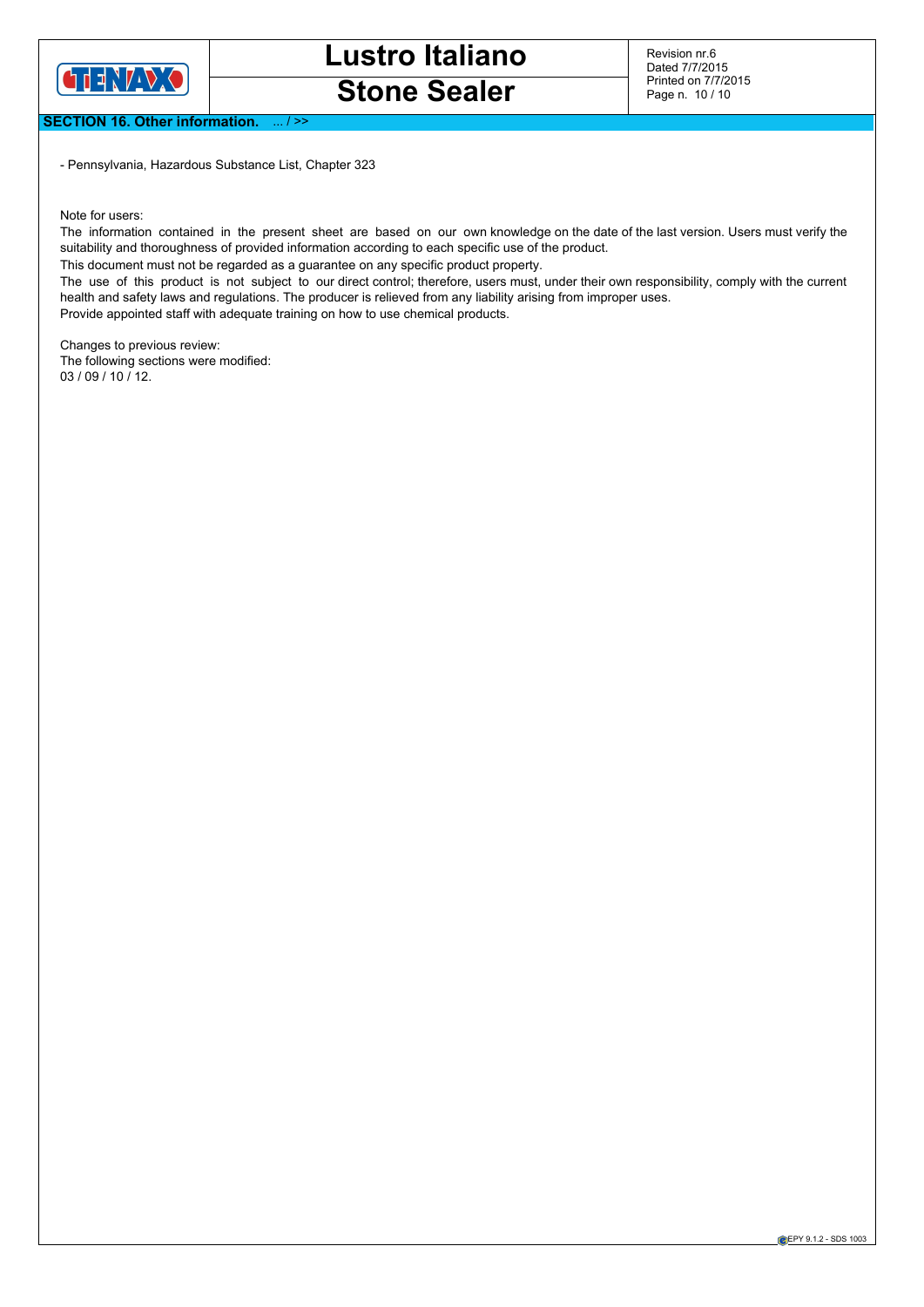## SECTION 16. Other information. ... / >>

- Pennsylvania, Hazardous Substance List, Chapter 323

Note for users:

The information contained in the present sheet are based on our own knowledge on the date of the last version. Users must verify the suitability and thoroughness of provided information according to each specific use of the product.

This document must not be regarded as a guarantee on any specific product property.

The use of this product is not subject to our direct control; therefore, users must, under their own responsibility, comply with the current health and safety laws and regulations. The producer is relieved from any liability arising from improper uses.

Provide appointed staff with adequate training on how to use chemical products.

Changes to previous review:

The following sections were modified:

03 / 09 / 10 / 12.